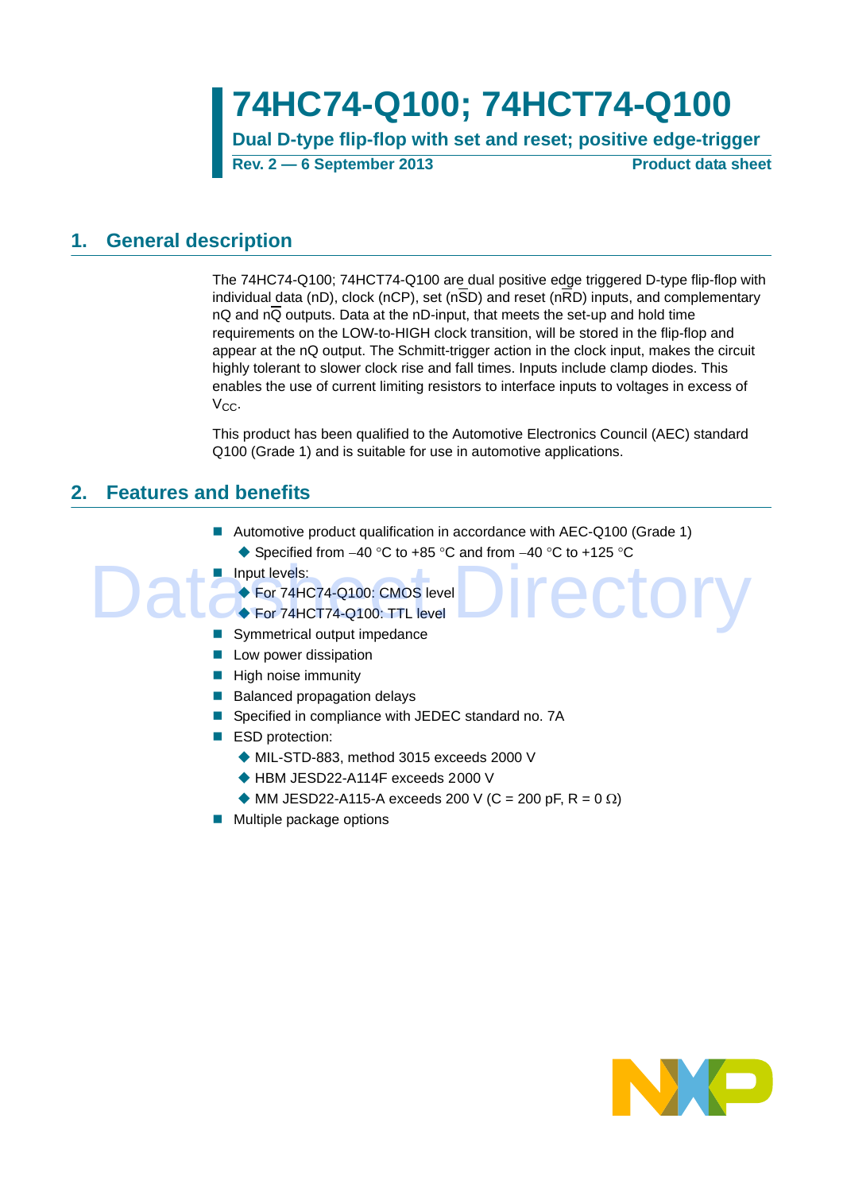# 74HC74-Q100; 74HCT74-Q100

**Dual D-type flip-flop with set and reset; positive edge-trigger**

**Rev. 2 — 6 September 2013** **Product data sheet**

## 1. General description

The 74HC74-Q100; 74HCT74-Q100 are dual positive edge triggered D-type flip-flop with individual data (nD), clock (nCP), set ($n\overline{SD}$) and reset ($n\overline{RD}$) inputs, and complementary nQ and $n\overline{Q}$ outputs. Data at the nD-input, that meets the set-up and hold time requirements on the LOW-to-HIGH clock transition, will be stored in the flip-flop and appear at the nQ output. The Schmitt-trigger action in the clock input, makes the circuit highly tolerant to slower clock rise and fall times. Inputs include clamp diodes. This enables the use of current limiting resistors to interface inputs to voltages in excess of $V_{CC}$.

This product has been qualified to the Automotive Electronics Council (AEC) standard Q100 (Grade 1) and is suitable for use in automotive applications.

## 2. Features and benefits

- Automotive product qualification in accordance with AEC-Q100 (Grade 1)
  - Specified from −40 °C to +85 °C and from −40 °C to +125 °C
- Input levels:
  - For 74HC74-Q100: CMOS level
  - For 74HCT74-Q100: TTL level
- Symmetrical output impedance
- Low power dissipation
- High noise immunity
- Balanced propagation delays
- Specified in compliance with JEDEC standard no. 7A
- ESD protection:
  - MIL-STD-883, method 3015 exceeds 2000 V
  - HBM JESD22-A114F exceeds 2000 V
  - MM JESD22-A115-A exceeds 200 V (C = 200 pF, R = 0 Ω)
- Multiple package options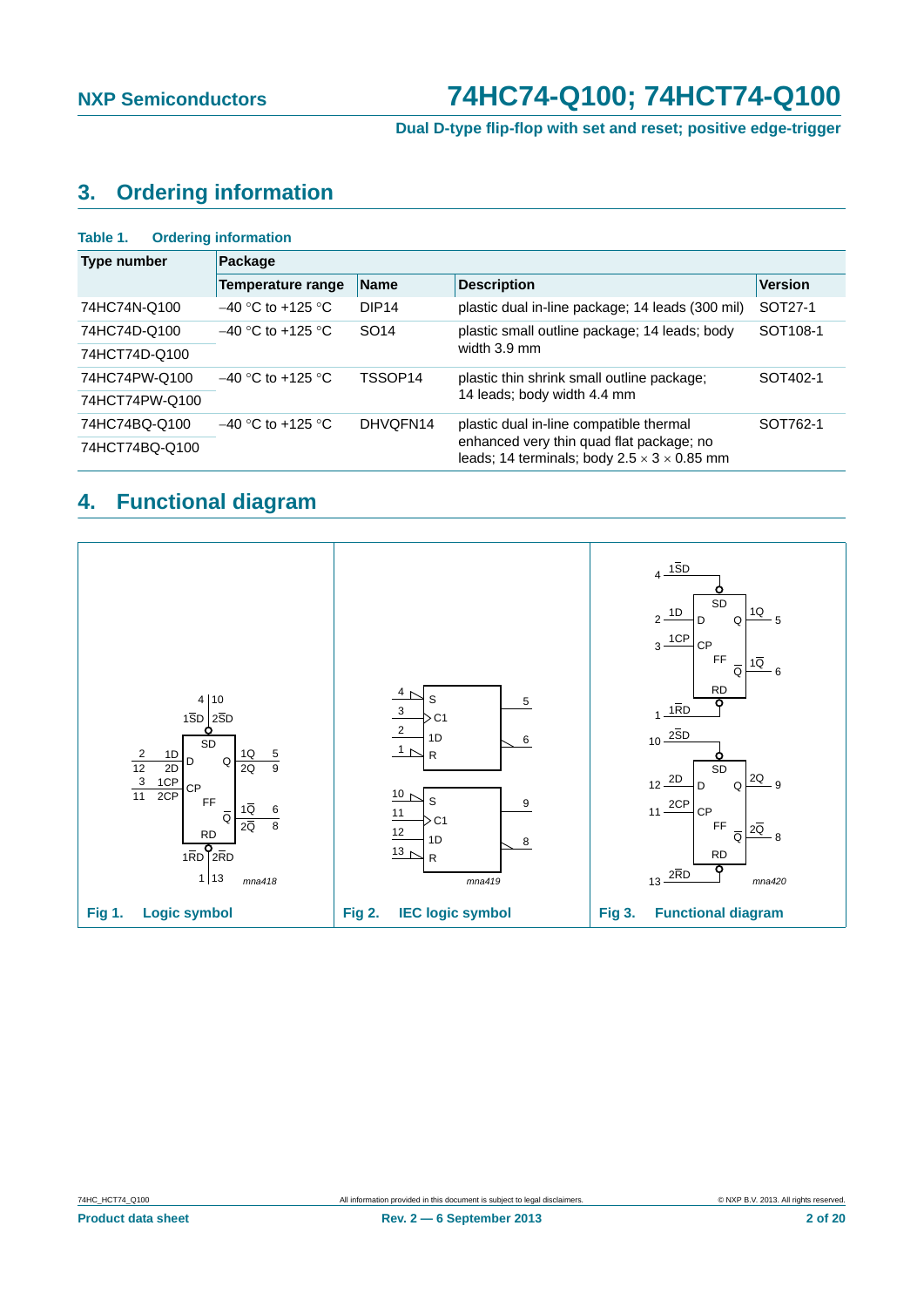## 3. Ordering information

**Table 1. Ordering information**

| Type number | Package | | | |
|---|---|---|---|---|
| | Temperature range | Name | Description | Version |
| 74HC74N-Q100 | −40 °C to +125 °C | DIP14 | plastic dual in-line package; 14 leads (300 mil) | SOT27-1 |
| 74HC74D-Q100 | −40 °C to +125 °C | SO14 | plastic small outline package; 14 leads; body width 3.9 mm | SOT108-1 |
| 74HCT74D-Q100 | | | | |
| 74HC74PW-Q100 | −40 °C to +125 °C | TSSOP14 | plastic thin shrink small outline package; 14 leads; body width 4.4 mm | SOT402-1 |
| 74HCT74PW-Q100 | | | | |
| 74HC74BQ-Q100 | −40 °C to +125 °C | DHVQFN14 | plastic dual in-line compatible thermal enhanced very thin quad flat package; no leads; 14 terminals; body 2.5 × 3 × 0.85 mm | SOT762-1 |
| 74HCT74BQ-Q100 | | | | |

## 4. Functional diagram

Fig 1. Logic symbol

Fig 2. IEC logic symbol

Fig 3. Functional diagram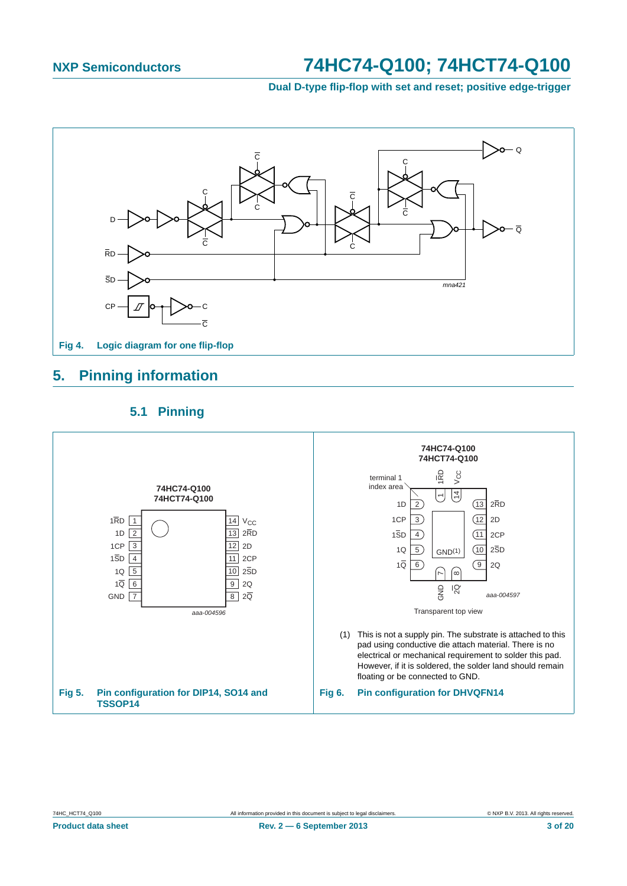Fig 4. Logic diagram for one flip-flop

# 5. Pinning information

## 5.1 Pinning

Fig 5. Pin configuration for DIP14, SO14 and TSSOP14

Transparent top view

(1) This is not a supply pin. The substrate is attached to this pad using conductive die attach material. There is no electrical or mechanical requirement to solder this pad. However, if it is soldered, the solder land should remain floating or be connected to GND.

Fig 6. Pin configuration for DHVQFN14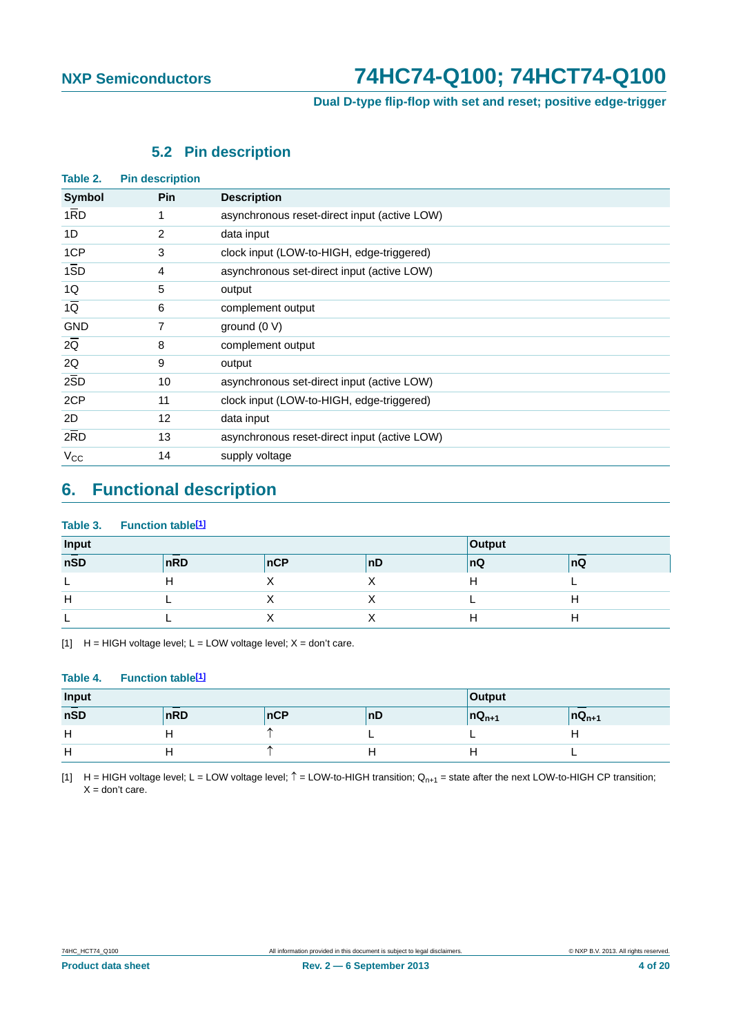### 5.2 Pin description

**Table 2. Pin description**

| Symbol | Pin | Description |
|---|---|---|
| $1\overline{RD}$ | 1 | asynchronous reset-direct input (active LOW) |
| 1D | 2 | data input |
| 1CP | 3 | clock input (LOW-to-HIGH, edge-triggered) |
| $1\overline{SD}$ | 4 | asynchronous set-direct input (active LOW) |
| 1Q | 5 | output |
| $1\overline{Q}$ | 6 | complement output |
| GND | 7 | ground (0 V) |
| $2\overline{Q}$ | 8 | complement output |
| 2Q | 9 | output |
| $2\overline{SD}$ | 10 | asynchronous set-direct input (active LOW) |
| 2CP | 11 | clock input (LOW-to-HIGH, edge-triggered) |
| 2D | 12 | data input |
| $2\overline{RD}$ | 13 | asynchronous reset-direct input (active LOW) |
| $V_{CC}$ | 14 | supply voltage |

## 6. Functional description

**Table 3. Function table[1]**

| Input | | | | Output | |
|---|---|---|---|---|---|
| $n\overline{SD}$ | $n\overline{RD}$ | nCP | nD | nQ | $n\overline{Q}$ |
| L | H | X | X | H | L |
| H | L | X | X | L | H |
| L | L | X | X | H | H |

[1] H = HIGH voltage level; L = LOW voltage level; X = don't care.

**Table 4. Function table[1]**

| Input | | | | Output | |
|---|---|---|---|---|---|
| $n\overline{SD}$ | $n\overline{RD}$ | nCP | nD | $nQ_{n+1}$ | $n\overline{Q}_{n+1}$ |
| H | H | ↑ | L | L | H |
| H | H | ↑ | H | H | L |

[1] H = HIGH voltage level; L = LOW voltage level; ↑ = LOW-to-HIGH transition; $Q_{n+1}$ = state after the next LOW-to-HIGH CP transition; X = don't care.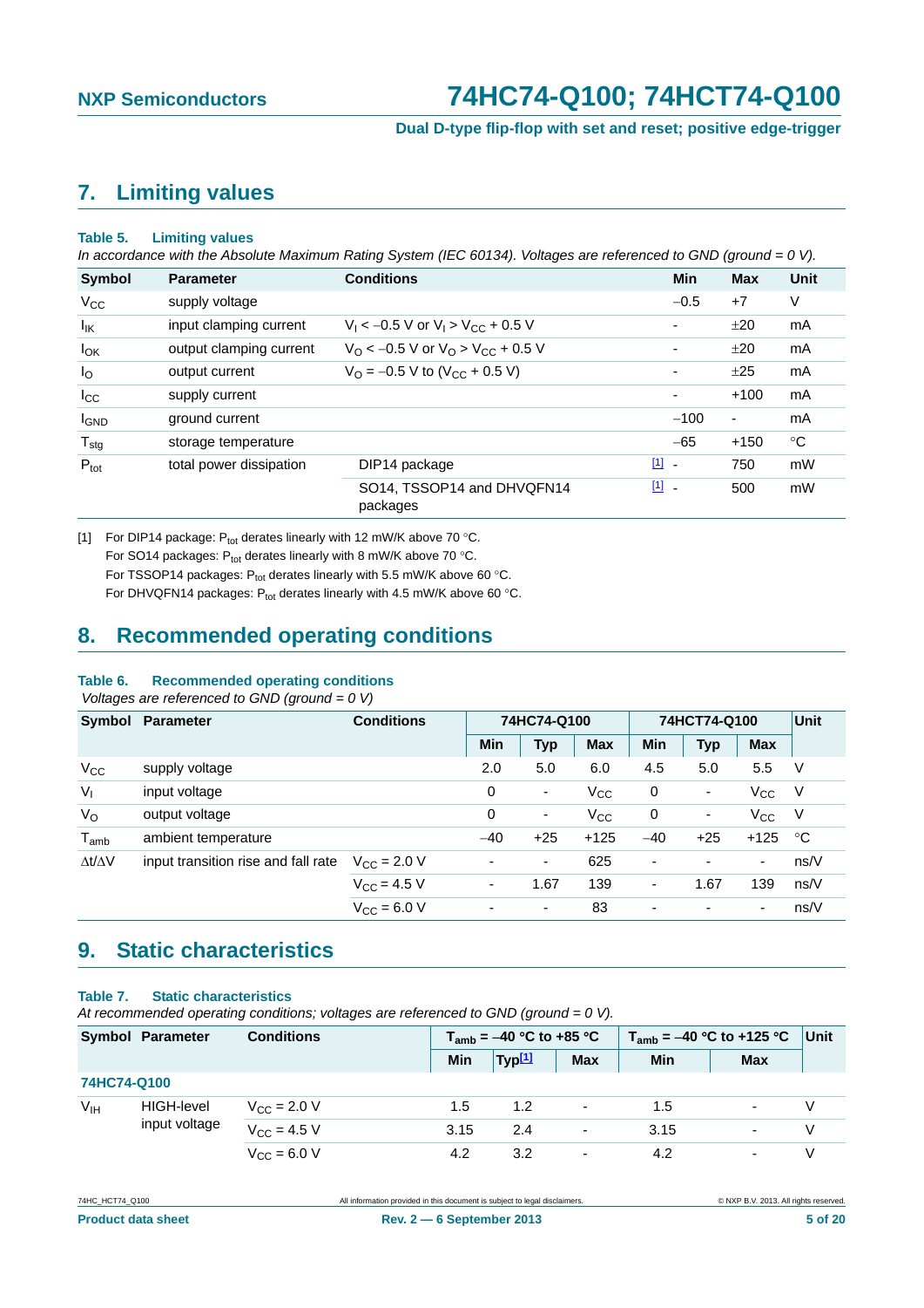## 7. Limiting values

**Table 5. Limiting values**

*In accordance with the Absolute Maximum Rating System (IEC 60134). Voltages are referenced to GND (ground = 0 V).*

| Symbol | Parameter | Conditions | | Min | Max | Unit |
|---|---|---|---|---|---|---|
| $V_{CC}$ | supply voltage | | | −0.5 | +7 | V |
| $I_{IK}$ | input clamping current | $V_I < -0.5$ V or $V_I > V_{CC} + 0.5$ V | | - | ±20 | mA |
| $I_{OK}$ | output clamping current | $V_O < -0.5$ V or $V_O > V_{CC} + 0.5$ V | | - | ±20 | mA |
| $I_O$ | output current | $V_O = -0.5$ V to ($V_{CC}$ + 0.5 V) | | - | ±25 | mA |
| $I_{CC}$ | supply current | | | - | +100 | mA |
| $I_{GND}$ | ground current | | | −100 | - | mA |
| $T_{stg}$ | storage temperature | | | −65 | +150 | °C |
| $P_{tot}$ | total power dissipation | DIP14 package | [1] | - | 750 | mW |
| | | SO14, TSSOP14 and DHVQFN14 packages | [1] | - | 500 | mW |

[1] For DIP14 package: $P_{tot}$ derates linearly with 12 mW/K above 70 °C.
For SO14 packages: $P_{tot}$ derates linearly with 8 mW/K above 70 °C.
For TSSOP14 packages: $P_{tot}$ derates linearly with 5.5 mW/K above 60 °C.
For DHVQFN14 packages: $P_{tot}$ derates linearly with 4.5 mW/K above 60 °C.

## 8. Recommended operating conditions

**Table 6. Recommended operating conditions**

*Voltages are referenced to GND (ground = 0 V)*

| Symbol | Parameter | Conditions | 74HC74-Q100 | | | 74HCT74-Q100 | | | Unit |
|---|---|---|---|---|---|---|---|---|---|
| | | | Min | Typ | Max | Min | Typ | Max | |
| $V_{CC}$ | supply voltage | | 2.0 | 5.0 | 6.0 | 4.5 | 5.0 | 5.5 | V |
| $V_I$ | input voltage | | 0 | - | $V_{CC}$ | 0 | - | $V_{CC}$ | V |
| $V_O$ | output voltage | | 0 | - | $V_{CC}$ | 0 | - | $V_{CC}$ | V |
| $T_{amb}$ | ambient temperature | | −40 | +25 | +125 | −40 | +25 | +125 | °C |
| $\Delta t/\Delta V$ | input transition rise and fall rate | $V_{CC}$ = 2.0 V | - | - | 625 | - | - | - | ns/V |
| | | $V_{CC}$ = 4.5 V | - | 1.67 | 139 | - | 1.67 | 139 | ns/V |
| | | $V_{CC}$ = 6.0 V | - | - | 83 | - | - | - | ns/V |

## 9. Static characteristics

**Table 7. Static characteristics**

*At recommended operating conditions; voltages are referenced to GND (ground = 0 V).*

| Symbol | Parameter | Conditions | $T_{amb}$ = −40 °C to +85 °C | | | $T_{amb}$ = −40 °C to +125 °C | | Unit |
|---|---|---|---|---|---|---|---|---|
| | | | Min | Typ[1] | Max | Min | Max | |
| **74HC74-Q100** | | | | | | | | |
| $V_{IH}$ | HIGH-level input voltage | $V_{CC}$ = 2.0 V | 1.5 | 1.2 | - | 1.5 | - | V |
| | | $V_{CC}$ = 4.5 V | 3.15 | 2.4 | - | 3.15 | - | V |
| | | $V_{CC}$ = 6.0 V | 4.2 | 3.2 | - | 4.2 | - | V |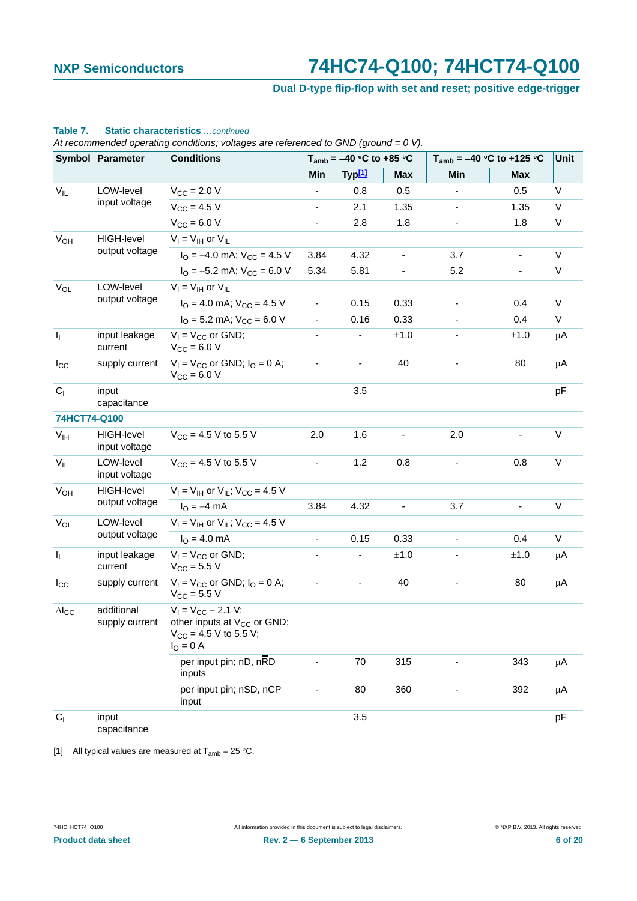**Table 7. Static characteristics** *...continued*

*At recommended operating conditions; voltages are referenced to GND (ground = 0 V).*

| Symbol | Parameter | Conditions | $T_{amb}$ = –40 °C to +85 °C | | | $T_{amb}$ = –40 °C to +125 °C | | Unit |
|---|---|---|---|---|---|---|---|---|
| | | | Min | Typ[1] | Max | Min | Max | |
| $V_{IL}$ | LOW-level input voltage | $V_{CC}$ = 2.0 V | - | 0.8 | 0.5 | - | 0.5 | V |
| | | $V_{CC}$ = 4.5 V | - | 2.1 | 1.35 | - | 1.35 | V |
| | | $V_{CC}$ = 6.0 V | - | 2.8 | 1.8 | - | 1.8 | V |
| $V_{OH}$ | HIGH-level output voltage | $V_I = V_{IH}$ or $V_{IL}$ | | | | | | |
| | | $I_O$ = –4.0 mA; $V_{CC}$ = 4.5 V | 3.84 | 4.32 | - | 3.7 | - | V |
| | | $I_O$ = –5.2 mA; $V_{CC}$ = 6.0 V | 5.34 | 5.81 | - | 5.2 | - | V |
| $V_{OL}$ | LOW-level output voltage | $V_I = V_{IH}$ or $V_{IL}$ | | | | | | |
| | | $I_O$ = 4.0 mA; $V_{CC}$ = 4.5 V | - | 0.15 | 0.33 | - | 0.4 | V |
| | | $I_O$ = 5.2 mA; $V_{CC}$ = 6.0 V | - | 0.16 | 0.33 | - | 0.4 | V |
| $I_I$ | input leakage current | $V_I = V_{CC}$ or GND; $V_{CC}$ = 6.0 V | - | - | ±1.0 | - | ±1.0 | μA |
| $I_{CC}$ | supply current | $V_I = V_{CC}$ or GND; $I_O$ = 0 A; $V_{CC}$ = 6.0 V | - | - | 40 | - | 80 | μA |
| $C_I$ | input capacitance | | | 3.5 | | | | pF |
| **74HCT74-Q100** | | | | | | | | |
| $V_{IH}$ | HIGH-level input voltage | $V_{CC}$ = 4.5 V to 5.5 V | 2.0 | 1.6 | - | 2.0 | - | V |
| $V_{IL}$ | LOW-level input voltage | $V_{CC}$ = 4.5 V to 5.5 V | - | 1.2 | 0.8 | - | 0.8 | V |
| $V_{OH}$ | HIGH-level output voltage | $V_I = V_{IH}$ or $V_{IL}$; $V_{CC}$ = 4.5 V | | | | | | |
| | | $I_O$ = –4 mA | 3.84 | 4.32 | - | 3.7 | - | V |
| $V_{OL}$ | LOW-level output voltage | $V_I = V_{IH}$ or $V_{IL}$; $V_{CC}$ = 4.5 V | | | | | | |
| | | $I_O$ = 4.0 mA | - | 0.15 | 0.33 | - | 0.4 | V |
| $I_I$ | input leakage current | $V_I = V_{CC}$ or GND; $V_{CC}$ = 5.5 V | - | - | ±1.0 | - | ±1.0 | μA |
| $I_{CC}$ | supply current | $V_I = V_{CC}$ or GND; $I_O$ = 0 A; $V_{CC}$ = 5.5 V | - | - | 40 | - | 80 | μA |
| $\Delta I_{CC}$ | additional supply current | $V_I = V_{CC} - 2.1$ V; other inputs at $V_{CC}$ or GND; $V_{CC}$ = 4.5 V to 5.5 V; $I_O$ = 0 A | | | | | | |
| | | per input pin; nD, n$\overline{RD}$ inputs | - | 70 | 315 | - | 343 | μA |
| | | per input pin; n$\overline{SD}$, nCP input | - | 80 | 360 | - | 392 | μA |
| $C_I$ | input capacitance | | | 3.5 | | | | pF |

[1] All typical values are measured at $T_{amb}$ = 25 °C.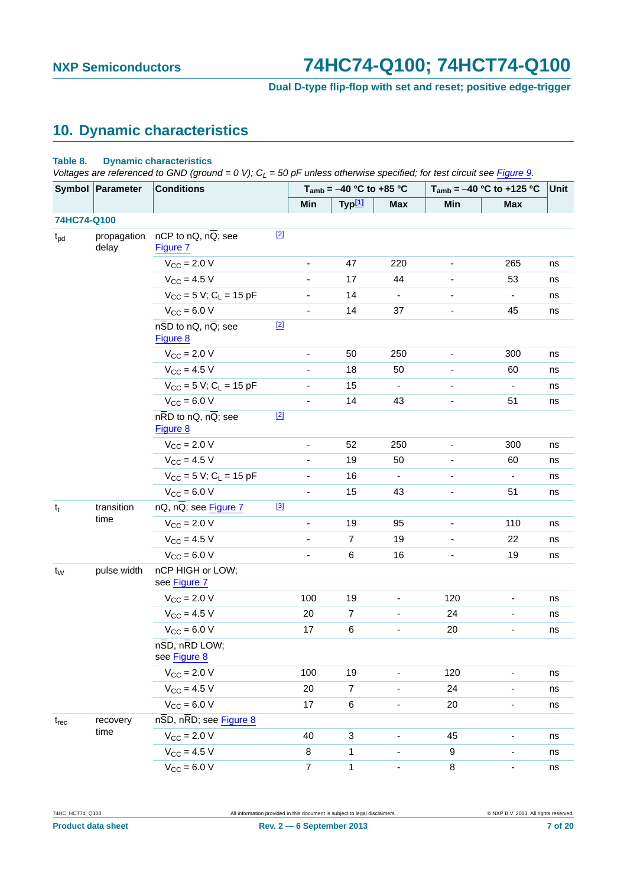## 10. Dynamic characteristics

**Table 8. Dynamic characteristics**

*Voltages are referenced to GND (ground = 0 V); $C_L$ = 50 pF unless otherwise specified; for test circuit see Figure 9.*

| Symbol | Parameter | Conditions | | $T_{amb}$ = –40 °C to +85 °C | | | $T_{amb}$ = –40 °C to +125 °C | | Unit |
|---|---|---|---|---|---|---|---|---|---|
| | | | | Min | Typ[1] | Max | Min | Max | |
| **74HC74-Q100** | | | | | | | | | |
| $t_{pd}$ | propagation delay | nCP to nQ, n$\overline{Q}$; see Figure 7 | [2] | | | | | | |
| | | $V_{CC}$ = 2.0 V | | - | 47 | 220 | - | 265 | ns |
| | | $V_{CC}$ = 4.5 V | | - | 17 | 44 | - | 53 | ns |
| | | $V_{CC}$ = 5 V; $C_L$ = 15 pF | | - | 14 | - | - | - | ns |
| | | $V_{CC}$ = 6.0 V | | - | 14 | 37 | - | 45 | ns |
| | | n$\overline{SD}$ to nQ, n$\overline{Q}$; see Figure 8 | [2] | | | | | | |
| | | $V_{CC}$ = 2.0 V | | - | 50 | 250 | - | 300 | ns |
| | | $V_{CC}$ = 4.5 V | | - | 18 | 50 | - | 60 | ns |
| | | $V_{CC}$ = 5 V; $C_L$ = 15 pF | | - | 15 | - | - | - | ns |
| | | $V_{CC}$ = 6.0 V | | - | 14 | 43 | - | 51 | ns |
| | | n$\overline{RD}$ to nQ, n$\overline{Q}$; see Figure 8 | [2] | | | | | | |
| | | $V_{CC}$ = 2.0 V | | - | 52 | 250 | - | 300 | ns |
| | | $V_{CC}$ = 4.5 V | | - | 19 | 50 | - | 60 | ns |
| | | $V_{CC}$ = 5 V; $C_L$ = 15 pF | | - | 16 | - | - | - | ns |
| | | $V_{CC}$ = 6.0 V | | - | 15 | 43 | - | 51 | ns |
| $t_t$ | transition time | nQ, n$\overline{Q}$; see Figure 7 | [3] | | | | | | |
| | | $V_{CC}$ = 2.0 V | | - | 19 | 95 | - | 110 | ns |
| | | $V_{CC}$ = 4.5 V | | - | 7 | 19 | - | 22 | ns |
| | | $V_{CC}$ = 6.0 V | | - | 6 | 16 | - | 19 | ns |
| $t_W$ | pulse width | nCP HIGH or LOW; see Figure 7 | | | | | | | |
| | | $V_{CC}$ = 2.0 V | | 100 | 19 | - | 120 | - | ns |
| | | $V_{CC}$ = 4.5 V | | 20 | 7 | - | 24 | - | ns |
| | | $V_{CC}$ = 6.0 V | | 17 | 6 | - | 20 | - | ns |
| | | n$\overline{SD}$, n$\overline{RD}$ LOW; see Figure 8 | | | | | | | |
| | | $V_{CC}$ = 2.0 V | | 100 | 19 | - | 120 | - | ns |
| | | $V_{CC}$ = 4.5 V | | 20 | 7 | - | 24 | - | ns |
| | | $V_{CC}$ = 6.0 V | | 17 | 6 | - | 20 | - | ns |
| $t_{rec}$ | recovery time | n$\overline{SD}$, n$\overline{RD}$; see Figure 8 | | | | | | | |
| | | $V_{CC}$ = 2.0 V | | 40 | 3 | - | 45 | - | ns |
| | | $V_{CC}$ = 4.5 V | | 8 | 1 | - | 9 | - | ns |
| | | $V_{CC}$ = 6.0 V | | 7 | 1 | - | 8 | - | ns |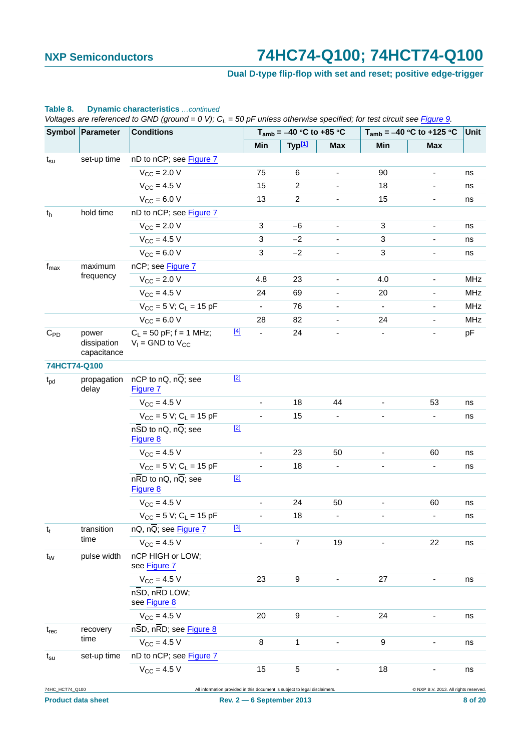**Table 8. Dynamic characteristics** *…continued*

*Voltages are referenced to GND (ground = 0 V); $C_L$ = 50 pF unless otherwise specified; for test circuit see Figure 9.*

| Symbol | Parameter | Conditions | | $T_{amb}$ = –40 °C to +85 °C | | | $T_{amb}$ = –40 °C to +125 °C | | Unit |
|---|---|---|---|---|---|---|---|---|---|
| | | | | Min | Typ[1] | Max | Min | Max | |
| $t_{su}$ | set-up time | nD to nCP; see Figure 7 | | | | | | | |
| | | $V_{CC}$ = 2.0 V | | 75 | 6 | - | 90 | - | ns |
| | | $V_{CC}$ = 4.5 V | | 15 | 2 | - | 18 | - | ns |
| | | $V_{CC}$ = 6.0 V | | 13 | 2 | - | 15 | - | ns |
| $t_h$ | hold time | nD to nCP; see Figure 7 | | | | | | | |
| | | $V_{CC}$ = 2.0 V | | 3 | −6 | - | 3 | - | ns |
| | | $V_{CC}$ = 4.5 V | | 3 | −2 | - | 3 | - | ns |
| | | $V_{CC}$ = 6.0 V | | 3 | −2 | - | 3 | - | ns |
| $f_{max}$ | maximum frequency | nCP; see Figure 7 | | | | | | | |
| | | $V_{CC}$ = 2.0 V | | 4.8 | 23 | - | 4.0 | - | MHz |
| | | $V_{CC}$ = 4.5 V | | 24 | 69 | - | 20 | - | MHz |
| | | $V_{CC}$ = 5 V; $C_L$ = 15 pF | | - | 76 | - | - | - | MHz |
| | | $V_{CC}$ = 6.0 V | | 28 | 82 | - | 24 | - | MHz |
| $C_{PD}$ | power dissipation capacitance | $C_L$ = 50 pF; f = 1 MHz; $V_I$ = GND to $V_{CC}$ | [4] | - | 24 | - | - | - | pF |
| **74HCT74-Q100** | | | | | | | | | |
| $t_{pd}$ | propagation delay | nCP to nQ, n$\overline{Q}$; see Figure 7 | [2] | | | | | | |
| | | $V_{CC}$ = 4.5 V | | - | 18 | 44 | - | 53 | ns |
| | | $V_{CC}$ = 5 V; $C_L$ = 15 pF | | - | 15 | - | - | - | ns |
| | | n$\overline{SD}$ to nQ, n$\overline{Q}$; see Figure 8 | [2] | | | | | | |
| | | $V_{CC}$ = 4.5 V | | - | 23 | 50 | - | 60 | ns |
| | | $V_{CC}$ = 5 V; $C_L$ = 15 pF | | - | 18 | - | - | - | ns |
| | | n$\overline{RD}$ to nQ, n$\overline{Q}$; see Figure 8 | [2] | | | | | | |
| | | $V_{CC}$ = 4.5 V | | - | 24 | 50 | - | 60 | ns |
| | | $V_{CC}$ = 5 V; $C_L$ = 15 pF | | - | 18 | - | - | - | ns |
| $t_t$ | transition time | nQ, n$\overline{Q}$; see Figure 7 | [3] | | | | | | |
| | | $V_{CC}$ = 4.5 V | | - | 7 | 19 | - | 22 | ns |
| $t_W$ | pulse width | nCP HIGH or LOW; see Figure 7 | | | | | | | |
| | | $V_{CC}$ = 4.5 V | | 23 | 9 | - | 27 | - | ns |
| | | n$\overline{SD}$, n$\overline{RD}$ LOW; see Figure 8 | | | | | | | |
| | | $V_{CC}$ = 4.5 V | | 20 | 9 | - | 24 | - | ns |
| $t_{rec}$ | recovery time | n$\overline{SD}$, n$\overline{RD}$; see Figure 8 | | | | | | | |
| | | $V_{CC}$ = 4.5 V | | 8 | 1 | - | 9 | - | ns |
| $t_{su}$ | set-up time | nD to nCP; see Figure 7 | | | | | | | |
| | | $V_{CC}$ = 4.5 V | | 15 | 5 | - | 18 | - | ns |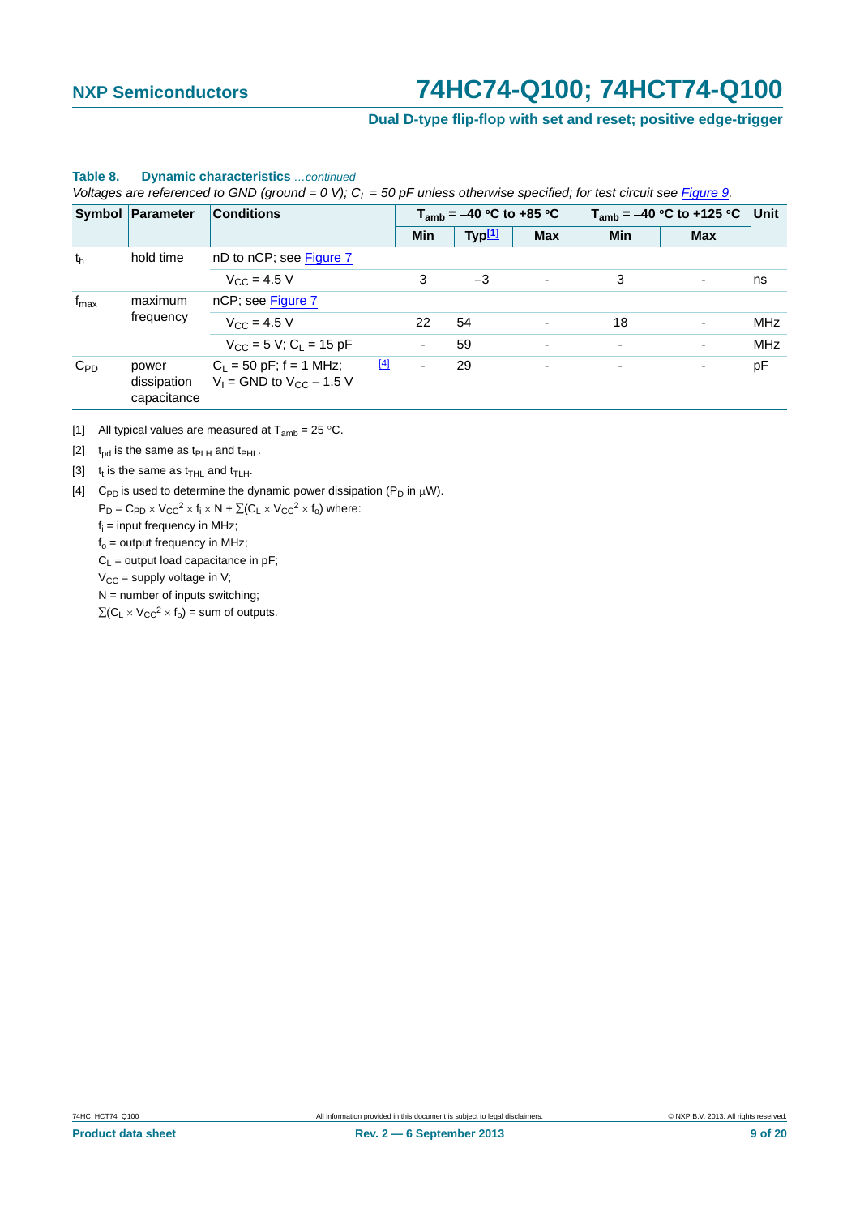**Table 8. Dynamic characteristics** *...continued*

*Voltages are referenced to GND (ground = 0 V); $C_L$ = 50 pF unless otherwise specified; for test circuit see Figure 9.*

| Symbol | Parameter | Conditions | | $T_{amb}$ = –40 °C to +85 °C | | | $T_{amb}$ = –40 °C to +125 °C | | Unit |
|---|---|---|---|---|---|---|---|---|---|
| | | | | Min | Typ[1] | Max | Min | Max | |
| $t_h$ | hold time | nD to nCP; see Figure 7 | | | | | | | |
| | | $V_{CC}$ = 4.5 V | | 3 | −3 | - | 3 | - | ns |
| $f_{max}$ | maximum frequency | nCP; see Figure 7 | | | | | | | |
| | | $V_{CC}$ = 4.5 V | | 22 | 54 | - | 18 | - | MHz |
| | | $V_{CC}$ = 5 V; $C_L$ = 15 pF | | - | 59 | - | - | - | MHz |
| $C_{PD}$ | power dissipation capacitance | $C_L$ = 50 pF; f = 1 MHz; $V_I$ = GND to $V_{CC}$ − 1.5 V | [4] | - | 29 | - | - | - | pF |

[1] All typical values are measured at $T_{amb}$ = 25 °C.

[2] $t_{pd}$ is the same as $t_{PLH}$ and $t_{PHL}$.

[3] $t_t$ is the same as $t_{THL}$ and $t_{TLH}$.

[4] $C_{PD}$ is used to determine the dynamic power dissipation ($P_D$ in μW).

$P_D = C_{PD} \times V_{CC}^2 \times f_i \times N + \sum(C_L \times V_{CC}^2 \times f_o)$ where:

$f_i$ = input frequency in MHz;

$f_o$ = output frequency in MHz;

$C_L$ = output load capacitance in pF;

$V_{CC}$ = supply voltage in V;

N = number of inputs switching;

$\sum(C_L \times V_{CC}^2 \times f_o)$ = sum of outputs.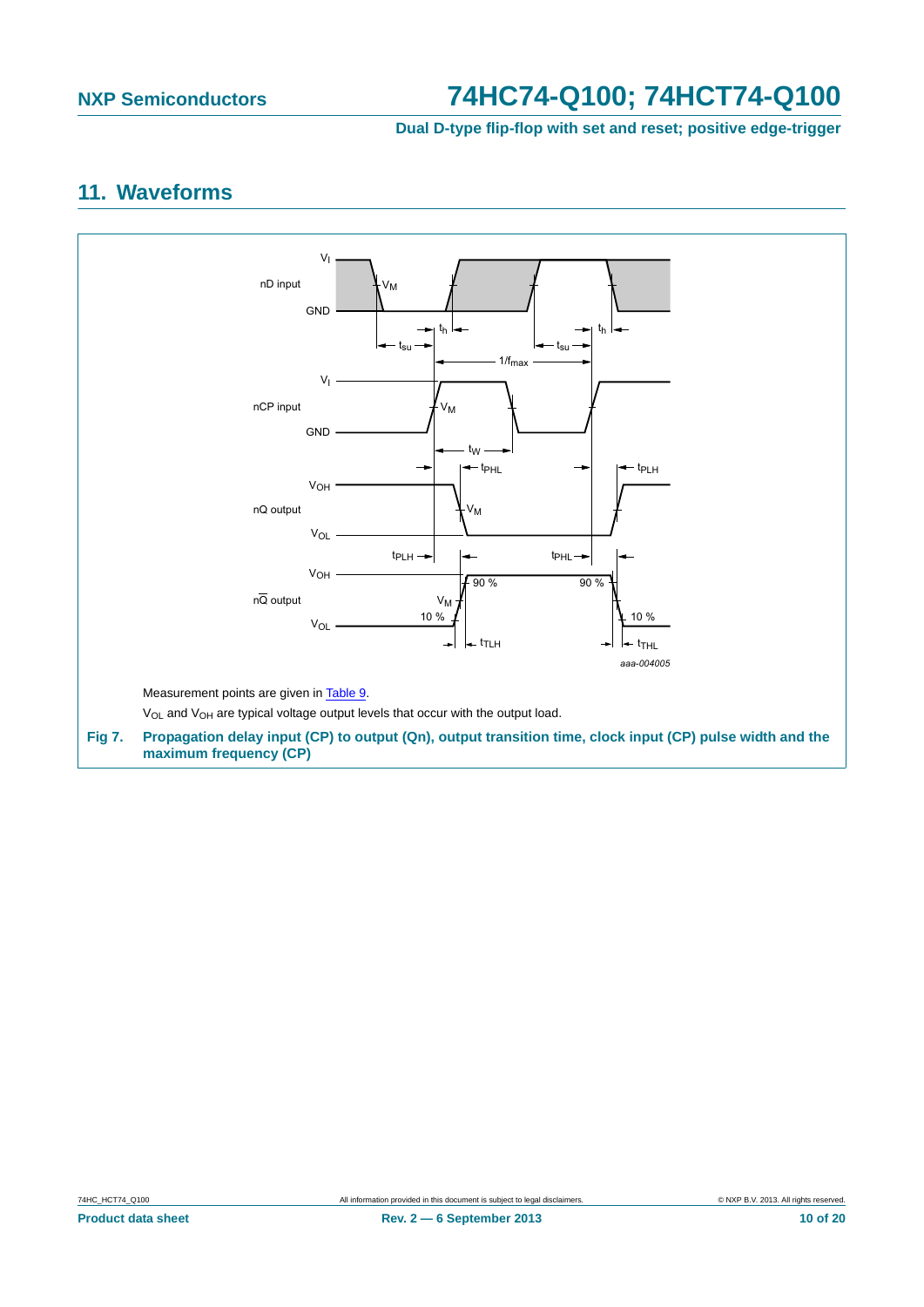## 11. Waveforms

Measurement points are given in Table 9.

$V_{OL}$ and $V_{OH}$ are typical voltage output levels that occur with the output load.

**Fig 7. Propagation delay input (CP) to output (Qn), output transition time, clock input (CP) pulse width and the maximum frequency (CP)**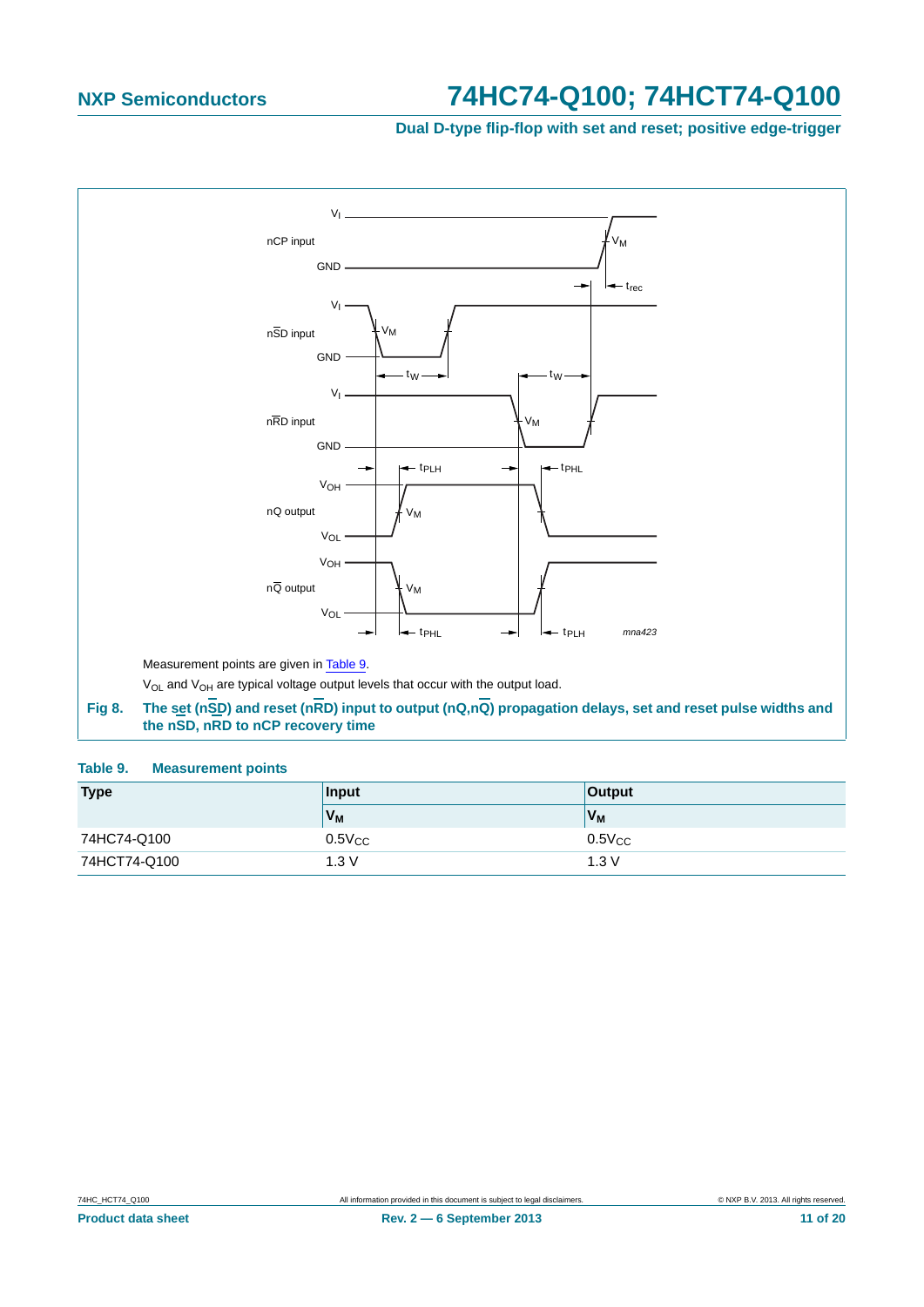Measurement points are given in Table 9.

$V_{OL}$ and $V_{OH}$ are typical voltage output levels that occur with the output load.

**Fig 8. The set (n$\overline{SD}$) and reset (n$\overline{RD}$) input to output (nQ,n$\overline{Q}$) propagation delays, set and reset pulse widths and the nSD, nRD to nCP recovery time**

**Table 9. Measurement points**

| Type | Input | Output |
|---|---|---|
| | $V_M$ | $V_M$ |
| 74HC74-Q100 | $0.5V_{CC}$ | $0.5V_{CC}$ |
| 74HCT74-Q100 | 1.3 V | 1.3 V |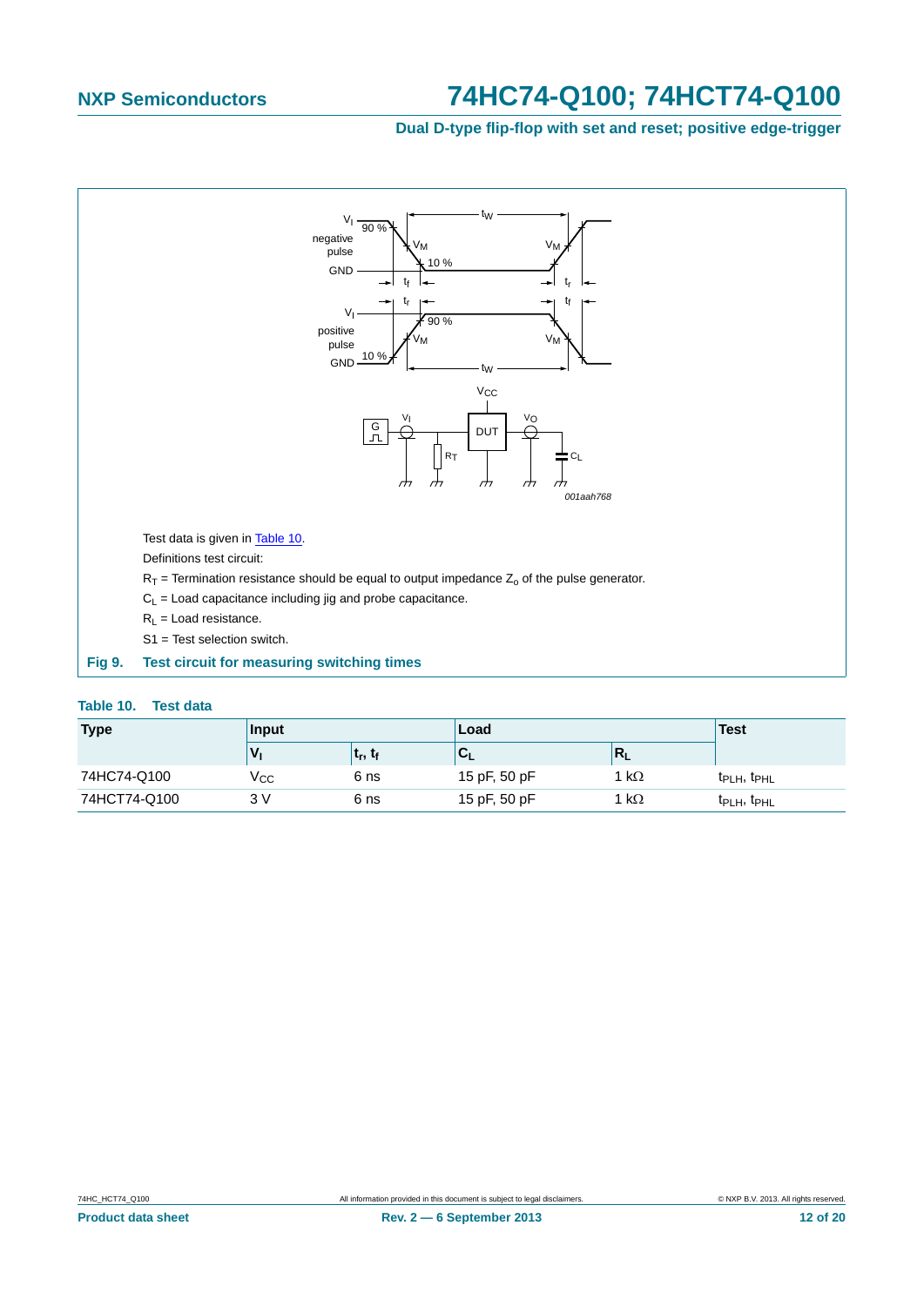Test data is given in Table 10.

Definitions test circuit:

$R_T$ = Termination resistance should be equal to output impedance $Z_o$ of the pulse generator.

$C_L$ = Load capacitance including jig and probe capacitance.

$R_L$ = Load resistance.

S1 = Test selection switch.

**Fig 9. Test circuit for measuring switching times**

**Table 10. Test data**

| Type | Input | | Load | | Test |
|---|---|---|---|---|---|
| | $V_I$ | $t_r$, $t_f$ | $C_L$ | $R_L$ | |
| 74HC74-Q100 | $V_{CC}$ | 6 ns | 15 pF, 50 pF | 1 kΩ | $t_{PLH}$, $t_{PHL}$ |
| 74HCT74-Q100 | 3 V | 6 ns | 15 pF, 50 pF | 1 kΩ | $t_{PLH}$, $t_{PHL}$ |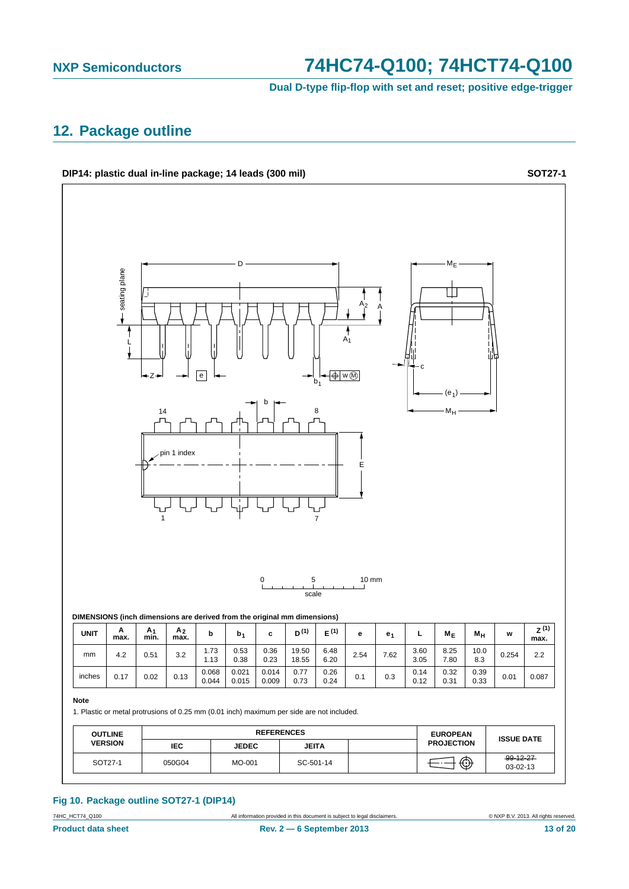## 12. Package outline

**DIP14: plastic dual in-line package; 14 leads (300 mil)** **SOT27-1**

**DIMENSIONS (inch dimensions are derived from the original mm dimensions)**

| UNIT | A max. | $A_1$ min. | $A_2$ max. | b | $b_1$ | c | D (1) | E (1) | e | $e_1$ | L | $M_E$ | $M_H$ | w | Z (1) max. |
|---|---|---|---|---|---|---|---|---|---|---|---|---|---|---|---|
| mm | 4.2 | 0.51 | 3.2 | 1.73 1.13 | 0.53 0.38 | 0.36 0.23 | 19.50 18.55 | 6.48 6.20 | 2.54 | 7.62 | 3.60 3.05 | 8.25 7.80 | 10.0 8.3 | 0.254 | 2.2 |
| inches | 0.17 | 0.02 | 0.13 | 0.068 0.044 | 0.021 0.015 | 0.014 0.009 | 0.77 0.73 | 0.26 0.24 | 0.1 | 0.3 | 0.14 0.12 | 0.32 0.31 | 0.39 0.33 | 0.01 | 0.087 |

**Note**

1. Plastic or metal protrusions of 0.25 mm (0.01 inch) maximum per side are not included.

| OUTLINE VERSION | REFERENCES | | | | EUROPEAN PROJECTION | ISSUE DATE |
|---|---|---|---|---|---|---|
| | IEC | JEDEC | JEITA | | | |
| SOT27-1 | 050G04 | MO-001 | SC-501-14 | | | ~~99-12-27~~ 03-02-13 |

**Fig 10. Package outline SOT27-1 (DIP14)**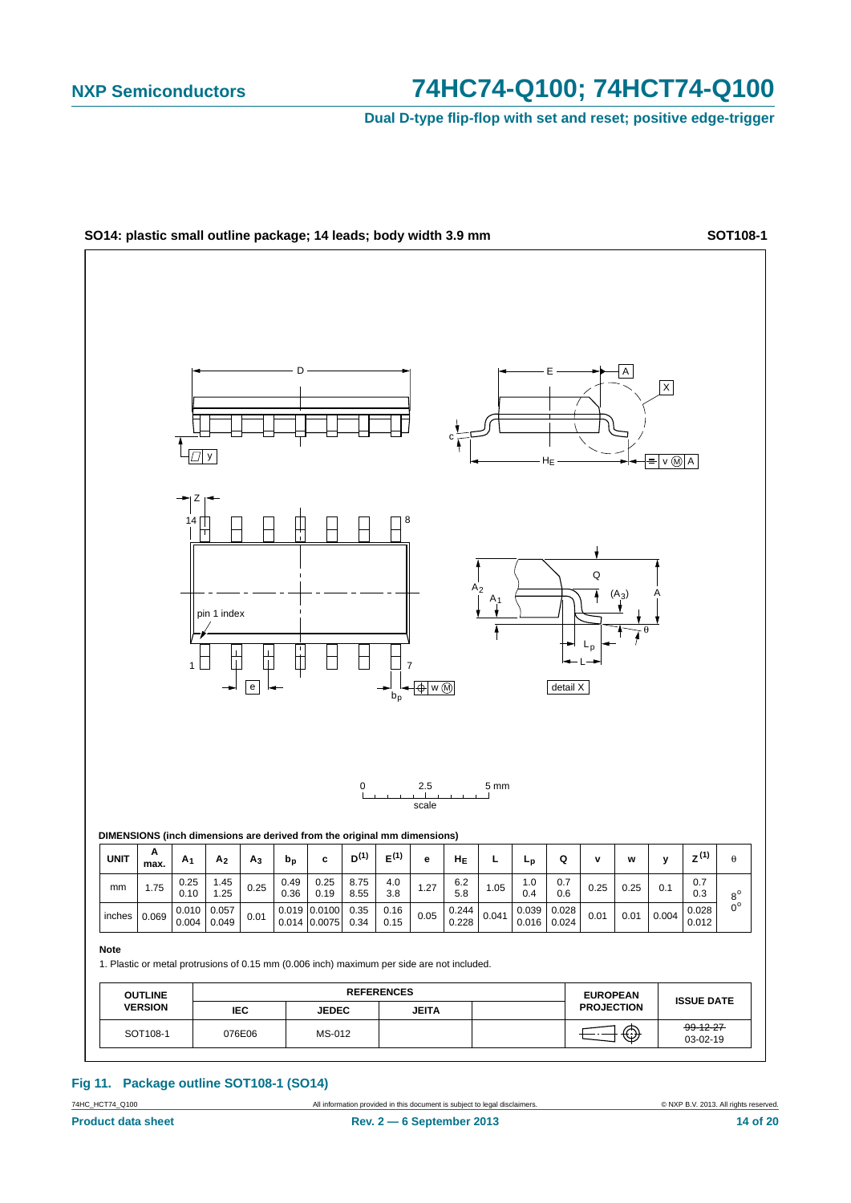**SO14: plastic small outline package; 14 leads; body width 3.9 mm** **SOT108-1**

**DIMENSIONS (inch dimensions are derived from the original mm dimensions)**

| UNIT | A max. | $A_1$ | $A_2$ | $A_3$ | $b_p$ | c | $D^{(1)}$ | $E^{(1)}$ | e | $H_E$ | L | $L_p$ | Q | v | w | y | $Z^{(1)}$ | θ |
|---|---|---|---|---|---|---|---|---|---|---|---|---|---|---|---|---|---|---|
| mm | 1.75 | 0.25<br>0.10 | 1.45<br>1.25 | 0.25 | 0.49<br>0.36 | 0.25<br>0.19 | 8.75<br>8.55 | 4.0<br>3.8 | 1.27 | 6.2<br>5.8 | 1.05 | 1.0<br>0.4 | 0.7<br>0.6 | 0.25 | 0.25 | 0.1 | 0.7<br>0.3 | 8°<br>0° |
| inches | 0.069 | 0.010<br>0.004 | 0.057<br>0.049 | 0.01 | 0.019<br>0.014 | 0.0100<br>0.0075 | 0.35<br>0.34 | 0.16<br>0.15 | 0.05 | 0.244<br>0.228 | 0.041 | 0.039<br>0.016 | 0.028<br>0.024 | 0.01 | 0.01 | 0.004 | 0.028<br>0.012 | |

**Note**

1. Plastic or metal protrusions of 0.15 mm (0.006 inch) maximum per side are not included.

| OUTLINE VERSION | REFERENCES | | | | EUROPEAN PROJECTION | ISSUE DATE |
|---|---|---|---|---|---|---|
| | IEC | JEDEC | JEITA | | | |
| SOT108-1 | 076E06 | MS-012 | | | | ~~99-12-27~~<br>03-02-19 |

**Fig 11. Package outline SOT108-1 (SO14)**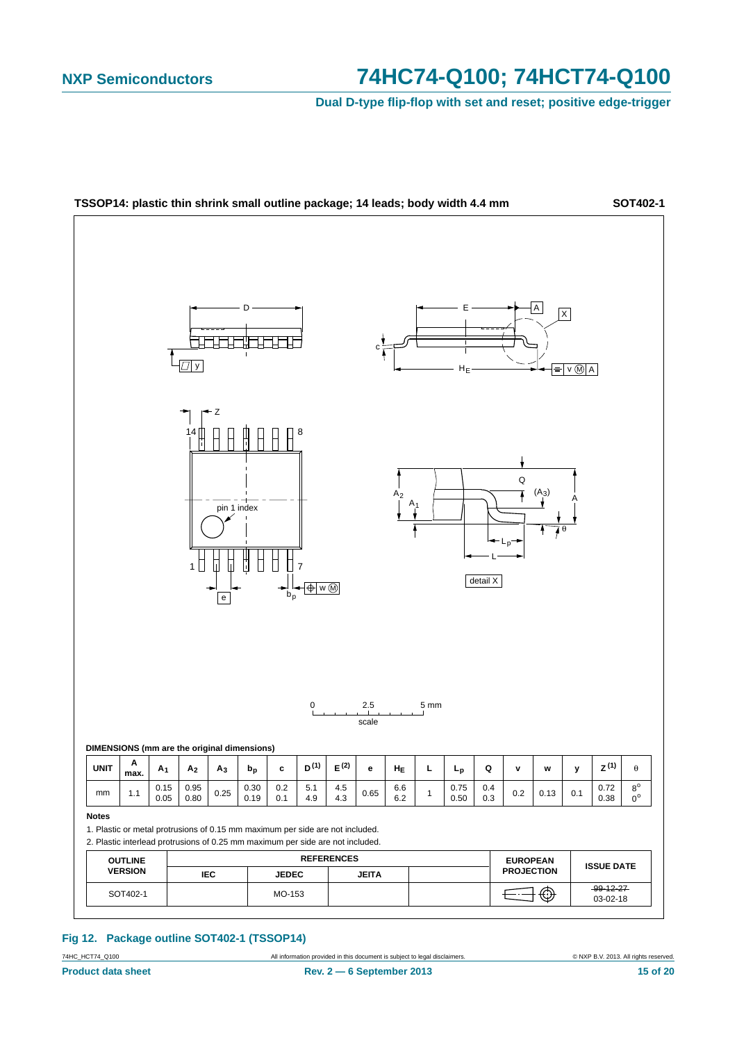**TSSOP14: plastic thin shrink small outline package; 14 leads; body width 4.4 mm** **SOT402-1**

**DIMENSIONS (mm are the original dimensions)**

| UNIT | A max. | $A_1$ | $A_2$ | $A_3$ | $b_p$ | c | D (1) | E (2) | e | $H_E$ | L | $L_p$ | Q | v | w | y | Z (1) | θ |
|---|---|---|---|---|---|---|---|---|---|---|---|---|---|---|---|---|---|---|
| mm | 1.1 | 0.15<br>0.05 | 0.95<br>0.80 | 0.25 | 0.30<br>0.19 | 0.2<br>0.1 | 5.1<br>4.9 | 4.5<br>4.3 | 0.65 | 6.6<br>6.2 | 1 | 0.75<br>0.50 | 0.4<br>0.3 | 0.2 | 0.13 | 0.1 | 0.72<br>0.38 | 8°<br>0° |

**Notes**

1. Plastic or metal protrusions of 0.15 mm maximum per side are not included.
2. Plastic interlead protrusions of 0.25 mm maximum per side are not included.

| OUTLINE VERSION | REFERENCES | | | | EUROPEAN PROJECTION | ISSUE DATE |
|---|---|---|---|---|---|---|
| | IEC | JEDEC | JEITA | | | |
| SOT402-1 | | MO-153 | | | | ~~99-12-27~~<br>03-02-18 |

**Fig 12. Package outline SOT402-1 (TSSOP14)**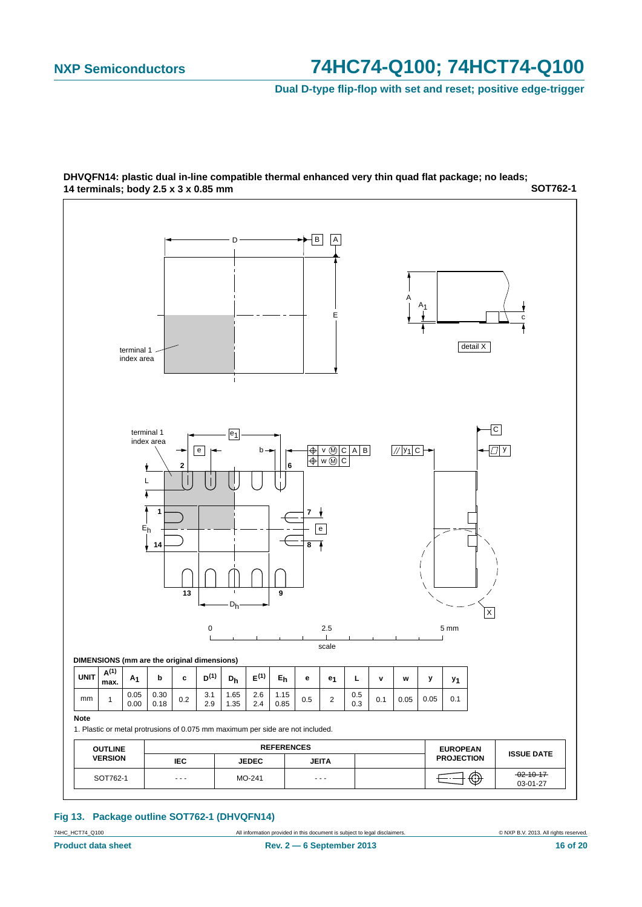**DHVQFN14: plastic dual in-line compatible thermal enhanced very thin quad flat package; no leads; 14 terminals; body 2.5 x 3 x 0.85 mm** **SOT762-1**

DIMENSIONS (mm are the original dimensions)

| UNIT | A(1) max. | $A_1$ | b | c | D(1) | $D_h$ | E(1) | $E_h$ | e | $e_1$ | L | v | w | y | $y_1$ |
|---|---|---|---|---|---|---|---|---|---|---|---|---|---|---|---|
| mm | 1 | 0.05<br>0.00 | 0.30<br>0.18 | 0.2 | 3.1<br>2.9 | 1.65<br>1.35 | 2.6<br>2.4 | 1.15<br>0.85 | 0.5 | 2 | 0.5<br>0.3 | 0.1 | 0.05 | 0.05 | 0.1 |

**Note**

1. Plastic or metal protrusions of 0.075 mm maximum per side are not included.

| OUTLINE VERSION | REFERENCES | | | | EUROPEAN PROJECTION | ISSUE DATE |
|---|---|---|---|---|---|---|
| | IEC | JEDEC | JEITA | | | |
| SOT762-1 | - - - | MO-241 | - - - | | | ~~02-10-17~~<br>03-01-27 |

**Fig 13. Package outline SOT762-1 (DHVQFN14)**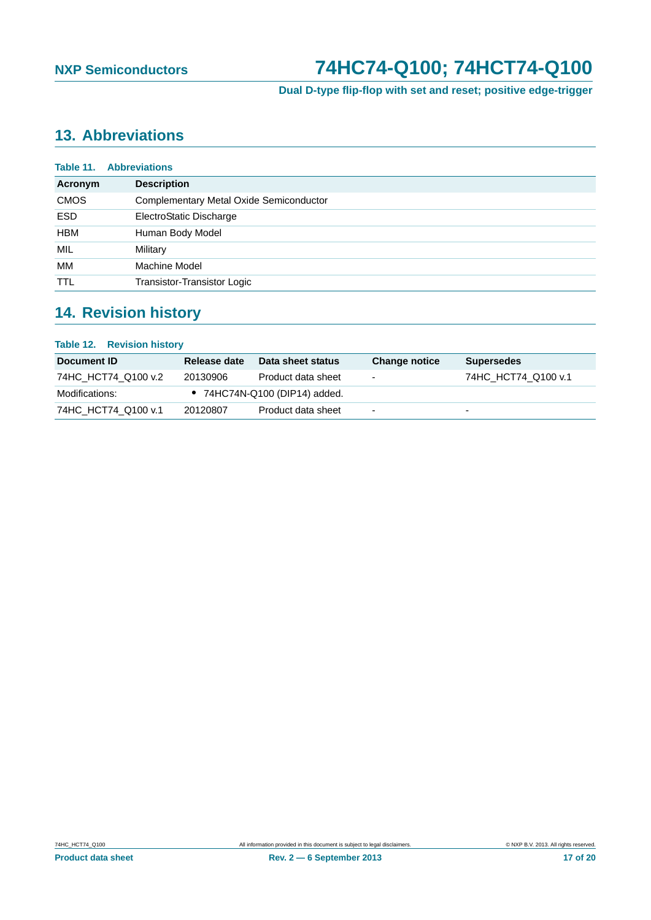## 13. Abbreviations

**Table 11. Abbreviations**

| Acronym | Description |
|---|---|
| CMOS | Complementary Metal Oxide Semiconductor |
| ESD | ElectroStatic Discharge |
| HBM | Human Body Model |
| MIL | Military |
| MM | Machine Model |
| TTL | Transistor-Transistor Logic |

## 14. Revision history

**Table 12. Revision history**

| Document ID | Release date | Data sheet status | Change notice | Supersedes |
|---|---|---|---|---|
| 74HC_HCT74_Q100 v.2 | 20130906 | Product data sheet | - | 74HC_HCT74_Q100 v.1 |
| Modifications: | • 74HC74N-Q100 (DIP14) added. | | | |
| 74HC_HCT74_Q100 v.1 | 20120807 | Product data sheet | - | - |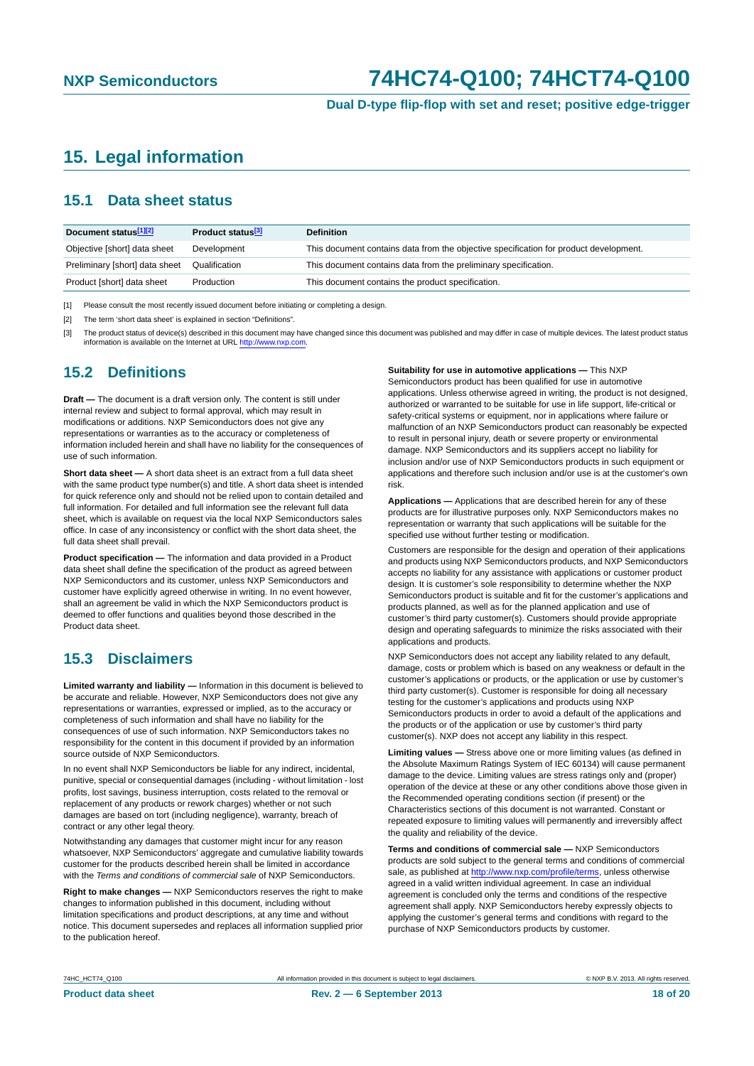# 15. Legal information

## 15.1 Data sheet status

| Document status[1][2] | Product status[3] | Definition |
| --- | --- | --- |
| Objective [short] data sheet | Development | This document contains data from the objective specification for product development. |
| Preliminary [short] data sheet | Qualification | This document contains data from the preliminary specification. |
| Product [short] data sheet | Production | This document contains the product specification. |

[1] Please consult the most recently issued document before initiating or completing a design.

[2] The term 'short data sheet' is explained in section "Definitions".

[3] The product status of device(s) described in this document may have changed since this document was published and may differ in case of multiple devices. The latest product status information is available on the Internet at URL http://www.nxp.com.

## 15.2 Definitions

**Draft —** The document is a draft version only. The content is still under internal review and subject to formal approval, which may result in modifications or additions. NXP Semiconductors does not give any representations or warranties as to the accuracy or completeness of information included herein and shall have no liability for the consequences of use of such information.

**Short data sheet —** A short data sheet is an extract from a full data sheet with the same product type number(s) and title. A short data sheet is intended for quick reference only and should not be relied upon to contain detailed and full information. For detailed and full information see the relevant full data sheet, which is available on request via the local NXP Semiconductors sales office. In case of any inconsistency or conflict with the short data sheet, the full data sheet shall prevail.

**Product specification —** The information and data provided in a Product data sheet shall define the specification of the product as agreed between NXP Semiconductors and its customer, unless NXP Semiconductors and customer have explicitly agreed otherwise in writing. In no event however, shall an agreement be valid in which the NXP Semiconductors product is deemed to offer functions and qualities beyond those described in the Product data sheet.

## 15.3 Disclaimers

**Limited warranty and liability —** Information in this document is believed to be accurate and reliable. However, NXP Semiconductors does not give any representations or warranties, expressed or implied, as to the accuracy or completeness of such information and shall have no liability for the consequences of use of such information. NXP Semiconductors takes no responsibility for the content in this document if provided by an information source outside of NXP Semiconductors.

In no event shall NXP Semiconductors be liable for any indirect, incidental, punitive, special or consequential damages (including - without limitation - lost profits, lost savings, business interruption, costs related to the removal or replacement of any products or rework charges) whether or not such damages are based on tort (including negligence), warranty, breach of contract or any other legal theory.

Notwithstanding any damages that customer might incur for any reason whatsoever, NXP Semiconductors' aggregate and cumulative liability towards customer for the products described herein shall be limited in accordance with the *Terms and conditions of commercial sale* of NXP Semiconductors.

**Right to make changes —** NXP Semiconductors reserves the right to make changes to information published in this document, including without limitation specifications and product descriptions, at any time and without notice. This document supersedes and replaces all information supplied prior to the publication hereof.

**Suitability for use in automotive applications —** This NXP Semiconductors product has been qualified for use in automotive applications. Unless otherwise agreed in writing, the product is not designed, authorized or warranted to be suitable for use in life support, life-critical or safety-critical systems or equipment, nor in applications where failure or malfunction of an NXP Semiconductors product can reasonably be expected to result in personal injury, death or severe property or environmental damage. NXP Semiconductors and its suppliers accept no liability for inclusion and/or use of NXP Semiconductors products in such equipment or applications and therefore such inclusion and/or use is at the customer's own risk.

**Applications —** Applications that are described herein for any of these products are for illustrative purposes only. NXP Semiconductors makes no representation or warranty that such applications will be suitable for the specified use without further testing or modification.

Customers are responsible for the design and operation of their applications and products using NXP Semiconductors products, and NXP Semiconductors accepts no liability for any assistance with applications or customer product design. It is customer's sole responsibility to determine whether the NXP Semiconductors product is suitable and fit for the customer's applications and products planned, as well as for the planned application and use of customer's third party customer(s). Customers should provide appropriate design and operating safeguards to minimize the risks associated with their applications and products.

NXP Semiconductors does not accept any liability related to any default, damage, costs or problem which is based on any weakness or default in the customer's applications or products, or the application or use by customer's third party customer(s). Customer is responsible for doing all necessary testing for the customer's applications and products using NXP Semiconductors products in order to avoid a default of the applications and the products or of the application or use by customer's third party customer(s). NXP does not accept any liability in this respect.

**Limiting values —** Stress above one or more limiting values (as defined in the Absolute Maximum Ratings System of IEC 60134) will cause permanent damage to the device. Limiting values are stress ratings only and (proper) operation of the device at these or any other conditions above those given in the Recommended operating conditions section (if present) or the Characteristics sections of this document is not warranted. Constant or repeated exposure to limiting values will permanently and irreversibly affect the quality and reliability of the device.

**Terms and conditions of commercial sale —** NXP Semiconductors products are sold subject to the general terms and conditions of commercial sale, as published at http://www.nxp.com/profile/terms, unless otherwise agreed in a valid written individual agreement. In case an individual agreement is concluded only the terms and conditions of the respective agreement shall apply. NXP Semiconductors hereby expressly objects to applying the customer's general terms and conditions with regard to the purchase of NXP Semiconductors products by customer.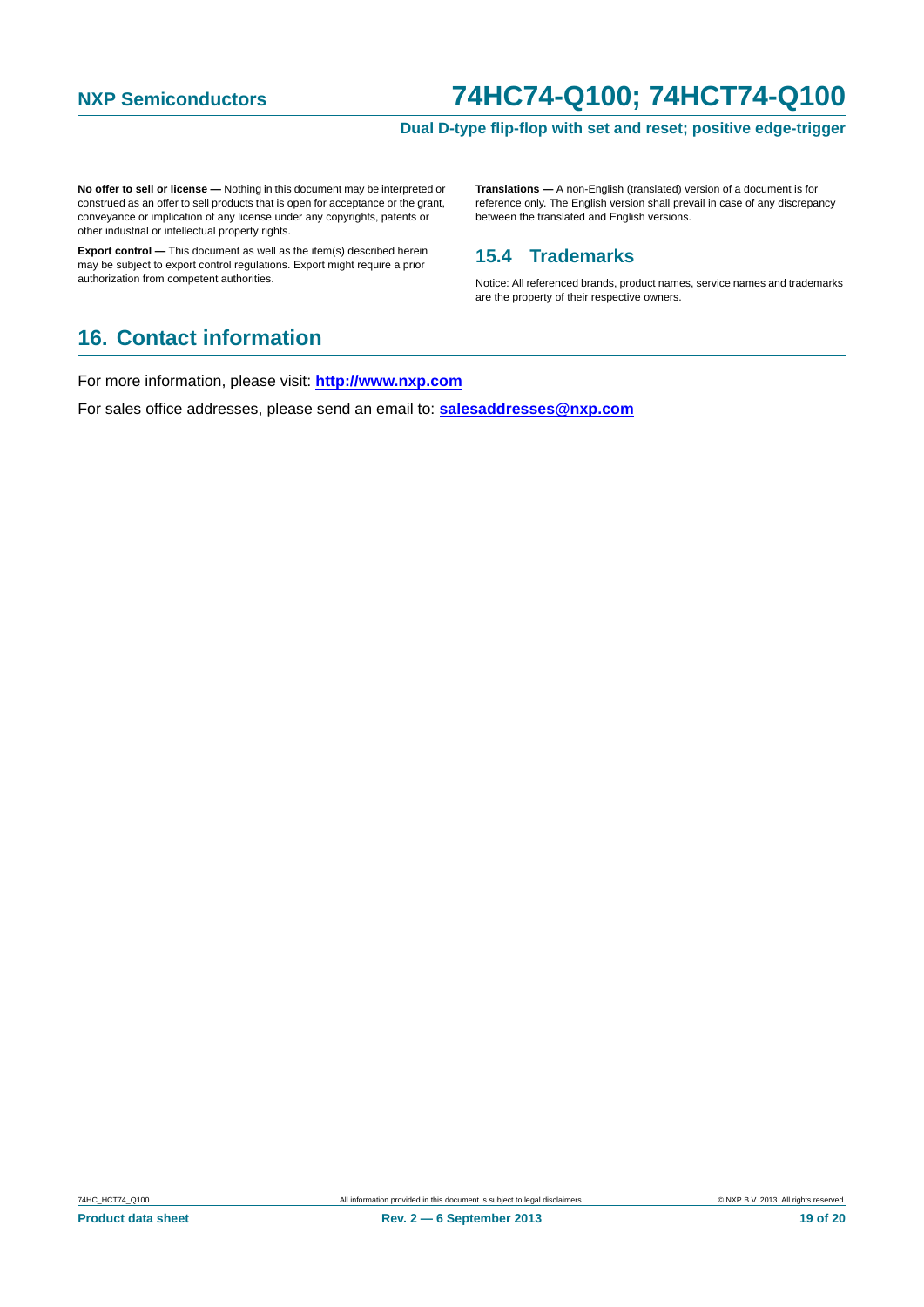**No offer to sell or license —** Nothing in this document may be interpreted or construed as an offer to sell products that is open for acceptance or the grant, conveyance or implication of any license under any copyrights, patents or other industrial or intellectual property rights.

**Export control —** This document as well as the item(s) described herein may be subject to export control regulations. Export might require a prior authorization from competent authorities.

**Translations —** A non-English (translated) version of a document is for reference only. The English version shall prevail in case of any discrepancy between the translated and English versions.

### 15.4 Trademarks

Notice: All referenced brands, product names, service names and trademarks are the property of their respective owners.

## 16. Contact information

For more information, please visit: **http://www.nxp.com**

For sales office addresses, please send an email to: **salesaddresses@nxp.com**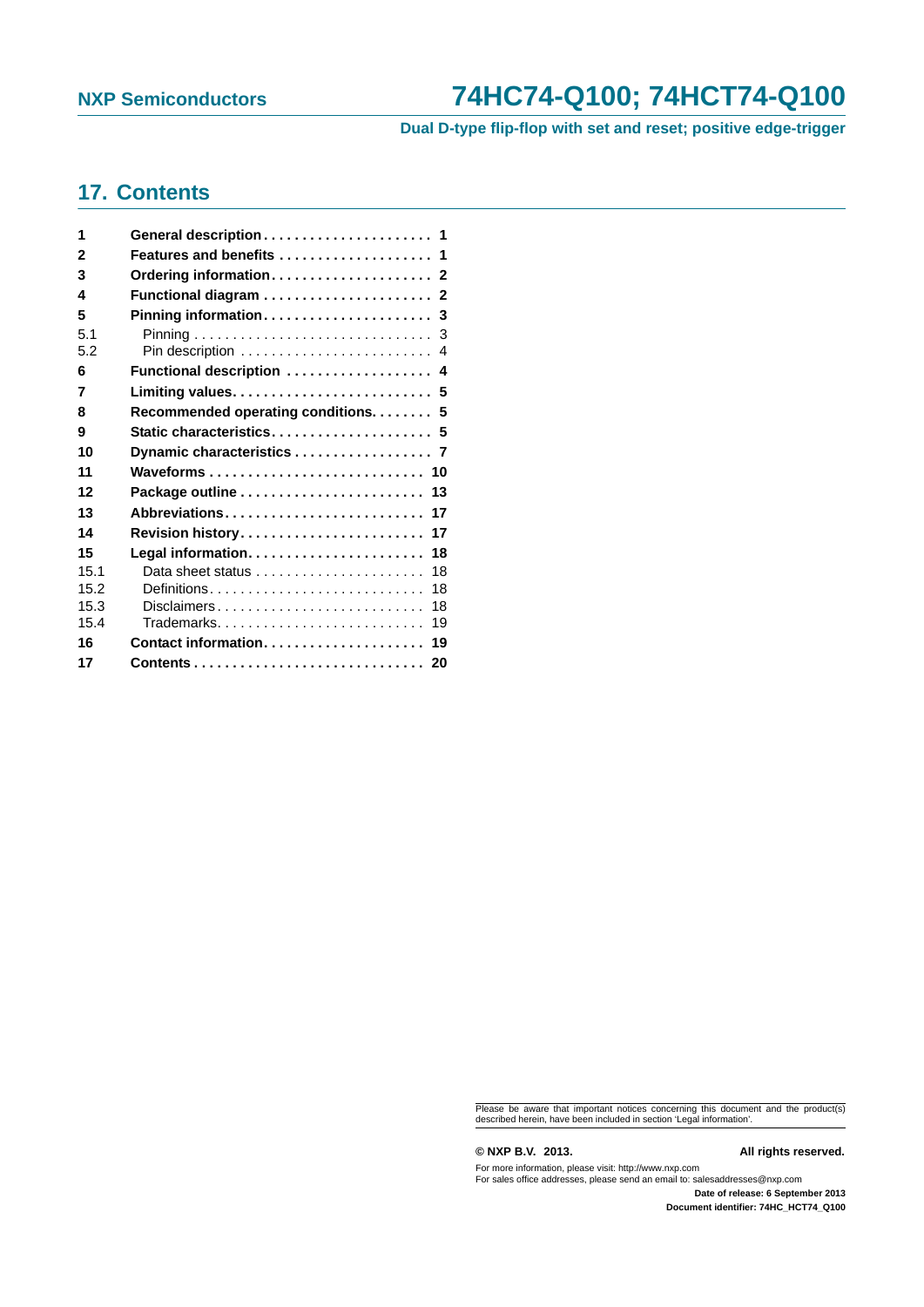## 17. Contents

| | | |
|---|---|---|
| **1** | **General description** | **1** |
| **2** | **Features and benefits** | **1** |
| **3** | **Ordering information** | **2** |
| **4** | **Functional diagram** | **2** |
| **5** | **Pinning information** | **3** |
| 5.1 | Pinning | 3 |
| 5.2 | Pin description | 4 |
| **6** | **Functional description** | **4** |
| **7** | **Limiting values** | **5** |
| **8** | **Recommended operating conditions** | **5** |
| **9** | **Static characteristics** | **5** |
| **10** | **Dynamic characteristics** | **7** |
| **11** | **Waveforms** | **10** |
| **12** | **Package outline** | **13** |
| **13** | **Abbreviations** | **17** |
| **14** | **Revision history** | **17** |
| **15** | **Legal information** | **18** |
| 15.1 | Data sheet status | 18 |
| 15.2 | Definitions | 18 |
| 15.3 | Disclaimers | 18 |
| 15.4 | Trademarks | 19 |
| **16** | **Contact information** | **19** |
| **17** | **Contents** | **20** |

Please be aware that important notices concerning this document and the product(s) described herein, have been included in section 'Legal information'.

**© NXP B.V. 2013.** **All rights reserved.**

For more information, please visit: http://www.nxp.com
For sales office addresses, please send an email to: salesaddresses@nxp.com

**Date of release: 6 September 2013**
**Document identifier: 74HC_HCT74_Q100**